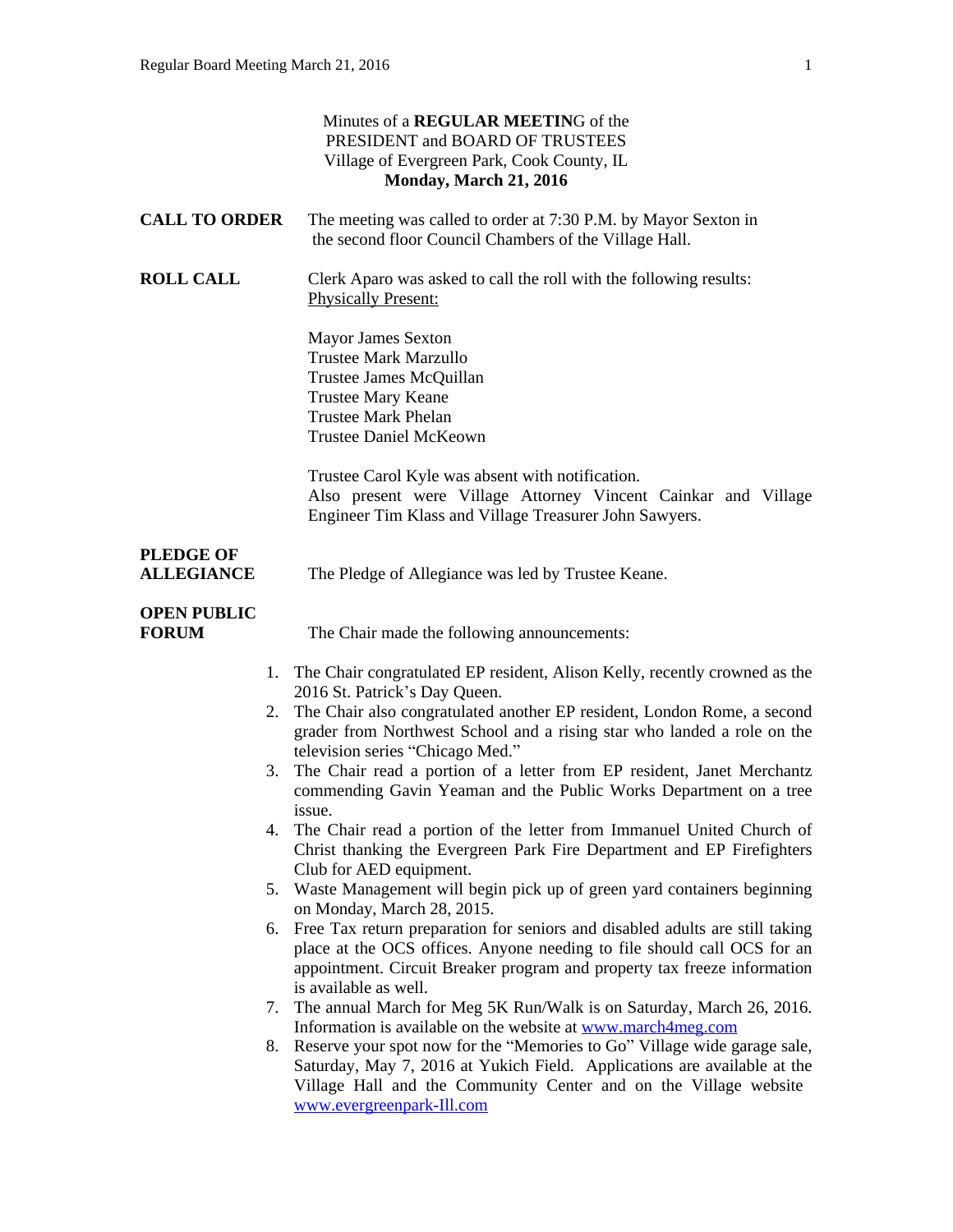Minutes of a **REGULAR MEETIN**G of the
PRESIDENT and BOARD OF TRUSTEES
Village of Evergreen Park, Cook County, IL
**Monday, March 21, 2016**

**CALL TO ORDER** The meeting was called to order at 7:30 P.M. by Mayor Sexton in the second floor Council Chambers of the Village Hall.

**ROLL CALL** Clerk Aparo was asked to call the roll with the following results:
Physically Present:

Mayor James Sexton
Trustee Mark Marzullo
Trustee James McQuillan
Trustee Mary Keane
Trustee Mark Phelan
Trustee Daniel McKeown

Trustee Carol Kyle was absent with notification.
Also present were Village Attorney Vincent Cainkar and Village Engineer Tim Klass and Village Treasurer John Sawyers.

**PLEDGE OF ALLEGIANCE** The Pledge of Allegiance was led by Trustee Keane.

**OPEN PUBLIC FORUM** The Chair made the following announcements:

1. The Chair congratulated EP resident, Alison Kelly, recently crowned as the 2016 St. Patrick's Day Queen.
2. The Chair also congratulated another EP resident, London Rome, a second grader from Northwest School and a rising star who landed a role on the television series "Chicago Med."
3. The Chair read a portion of a letter from EP resident, Janet Merchantz commending Gavin Yeaman and the Public Works Department on a tree issue.
4. The Chair read a portion of the letter from Immanuel United Church of Christ thanking the Evergreen Park Fire Department and EP Firefighters Club for AED equipment.
5. Waste Management will begin pick up of green yard containers beginning on Monday, March 28, 2015.
6. Free Tax return preparation for seniors and disabled adults are still taking place at the OCS offices. Anyone needing to file should call OCS for an appointment. Circuit Breaker program and property tax freeze information is available as well.
7. The annual March for Meg 5K Run/Walk is on Saturday, March 26, 2016. Information is available on the website at www.march4meg.com
8. Reserve your spot now for the "Memories to Go" Village wide garage sale, Saturday, May 7, 2016 at Yukich Field. Applications are available at the Village Hall and the Community Center and on the Village website www.evergreenpark-Ill.com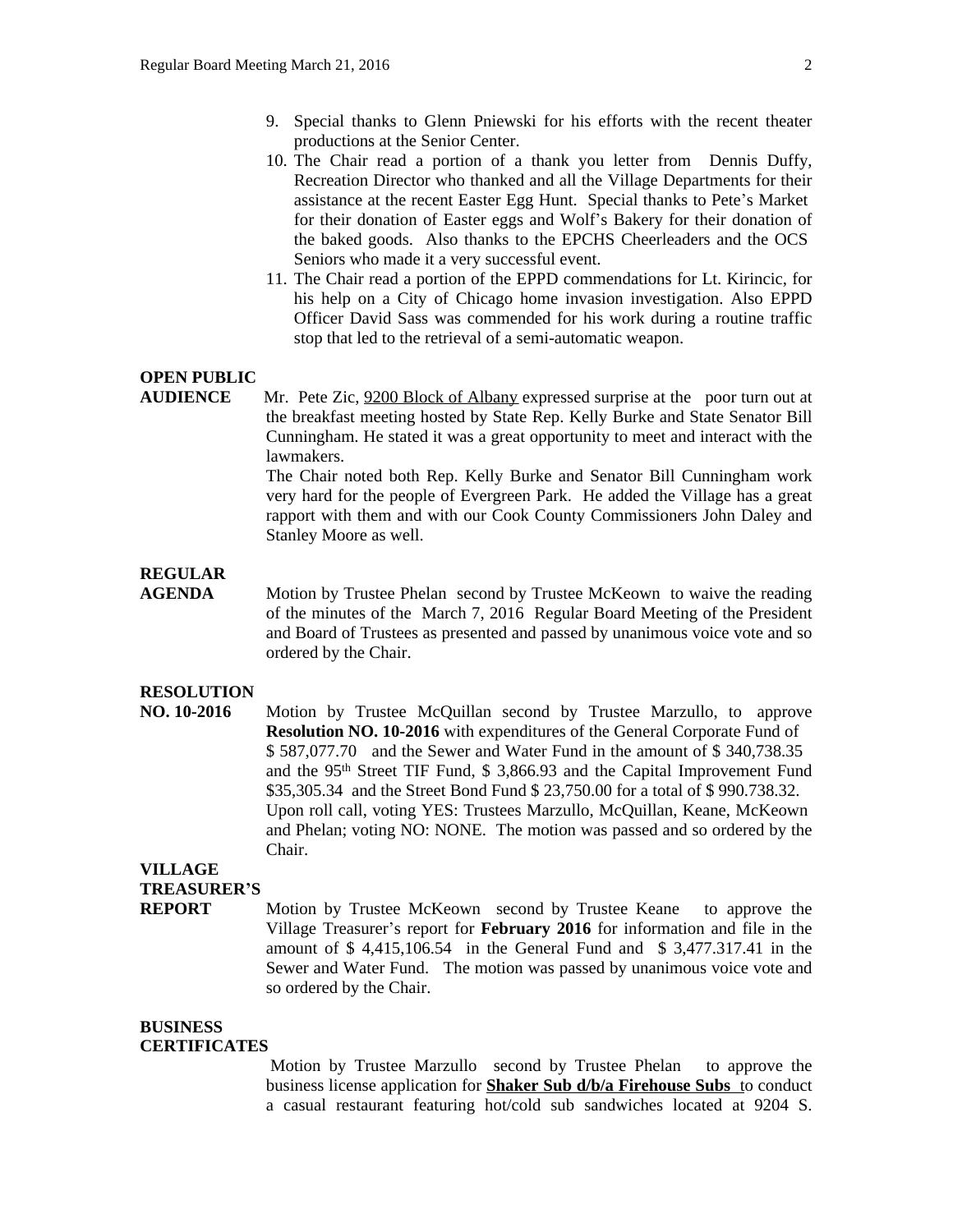9. Special thanks to Glenn Pniewski for his efforts with the recent theater productions at the Senior Center.
10. The Chair read a portion of a thank you letter from Dennis Duffy, Recreation Director who thanked and all the Village Departments for their assistance at the recent Easter Egg Hunt. Special thanks to Pete's Market for their donation of Easter eggs and Wolf's Bakery for their donation of the baked goods. Also thanks to the EPCHS Cheerleaders and the OCS Seniors who made it a very successful event.
11. The Chair read a portion of the EPPD commendations for Lt. Kirincic, for his help on a City of Chicago home invasion investigation. Also EPPD Officer David Sass was commended for his work during a routine traffic stop that led to the retrieval of a semi-automatic weapon.

**OPEN PUBLIC AUDIENCE**

Mr. Pete Zic, 9200 Block of Albany expressed surprise at the poor turn out at the breakfast meeting hosted by State Rep. Kelly Burke and State Senator Bill Cunningham. He stated it was a great opportunity to meet and interact with the lawmakers.

The Chair noted both Rep. Kelly Burke and Senator Bill Cunningham work very hard for the people of Evergreen Park. He added the Village has a great rapport with them and with our Cook County Commissioners John Daley and Stanley Moore as well.

**REGULAR AGENDA**

Motion by Trustee Phelan second by Trustee McKeown to waive the reading of the minutes of the March 7, 2016 Regular Board Meeting of the President and Board of Trustees as presented and passed by unanimous voice vote and so ordered by the Chair.

**RESOLUTION NO. 10-2016**

Motion by Trustee McQuillan second by Trustee Marzullo, to approve **Resolution NO. 10-2016** with expenditures of the General Corporate Fund of $ 587,077.70 and the Sewer and Water Fund in the amount of $ 340,738.35 and the 95th Street TIF Fund, $ 3,866.93 and the Capital Improvement Fund $35,305.34 and the Street Bond Fund $ 23,750.00 for a total of $ 990.738.32. Upon roll call, voting YES: Trustees Marzullo, McQuillan, Keane, McKeown and Phelan; voting NO: NONE. The motion was passed and so ordered by the Chair.

**VILLAGE TREASURER'S REPORT**

Motion by Trustee McKeown second by Trustee Keane to approve the Village Treasurer's report for **February 2016** for information and file in the amount of $ 4,415,106.54 in the General Fund and $ 3,477.317.41 in the Sewer and Water Fund. The motion was passed by unanimous voice vote and so ordered by the Chair.

**BUSINESS CERTIFICATES**

Motion by Trustee Marzullo second by Trustee Phelan to approve the business license application for **Shaker Sub d/b/a Firehouse Subs** to conduct a casual restaurant featuring hot/cold sub sandwiches located at 9204 S.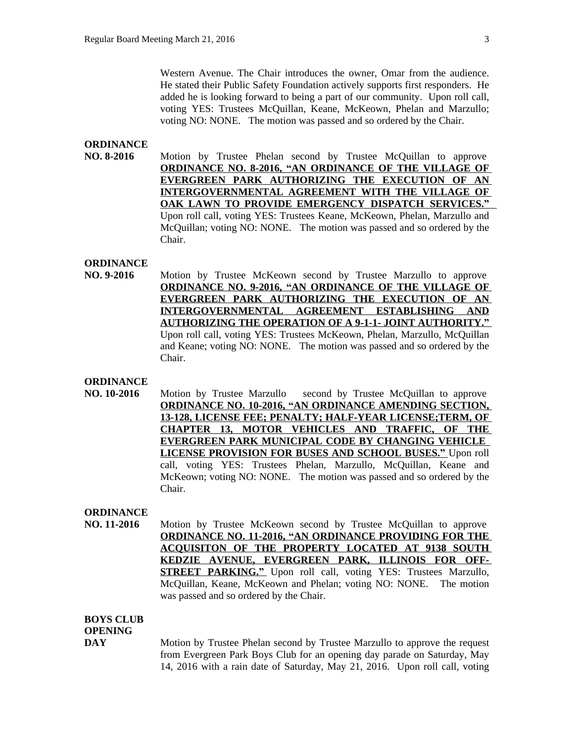Western Avenue. The Chair introduces the owner, Omar from the audience. He stated their Public Safety Foundation actively supports first responders. He added he is looking forward to being a part of our community. Upon roll call, voting YES: Trustees McQuillan, Keane, McKeown, Phelan and Marzullo; voting NO: NONE. The motion was passed and so ordered by the Chair.

**ORDINANCE NO. 8-2016**

Motion by Trustee Phelan second by Trustee McQuillan to approve **ORDINANCE NO. 8-2016, "AN ORDINANCE OF THE VILLAGE OF EVERGREEN PARK AUTHORIZING THE EXECUTION OF AN INTERGOVERNMENTAL AGREEMENT WITH THE VILLAGE OF OAK LAWN TO PROVIDE EMERGENCY DISPATCH SERVICES."** Upon roll call, voting YES: Trustees Keane, McKeown, Phelan, Marzullo and McQuillan; voting NO: NONE. The motion was passed and so ordered by the Chair.

**ORDINANCE NO. 9-2016**

Motion by Trustee McKeown second by Trustee Marzullo to approve **ORDINANCE NO. 9-2016, "AN ORDINANCE OF THE VILLAGE OF EVERGREEN PARK AUTHORIZING THE EXECUTION OF AN INTERGOVERNMENTAL AGREEMENT ESTABLISHING AND AUTHORIZING THE OPERATION OF A 9-1-1- JOINT AUTHORITY."** Upon roll call, voting YES: Trustees McKeown, Phelan, Marzullo, McQuillan and Keane; voting NO: NONE. The motion was passed and so ordered by the Chair.

**ORDINANCE NO. 10-2016**

Motion by Trustee Marzullo second by Trustee McQuillan to approve **ORDINANCE NO. 10-2016, "AN ORDINANCE AMENDING SECTION, 13-128, LICENSE FEE; PENALTY; HALF-YEAR LICENSE;TERM, OF CHAPTER 13, MOTOR VEHICLES AND TRAFFIC, OF THE EVERGREEN PARK MUNICIPAL CODE BY CHANGING VEHICLE LICENSE PROVISION FOR BUSES AND SCHOOL BUSES."** Upon roll call, voting YES: Trustees Phelan, Marzullo, McQuillan, Keane and McKeown; voting NO: NONE. The motion was passed and so ordered by the Chair.

**ORDINANCE NO. 11-2016**

Motion by Trustee McKeown second by Trustee McQuillan to approve **ORDINANCE NO. 11-2016, "AN ORDINANCE PROVIDING FOR THE ACQUISITON OF THE PROPERTY LOCATED AT 9138 SOUTH KEDZIE AVENUE, EVERGREEN PARK, ILLINOIS FOR OFF-STREET PARKING."** Upon roll call, voting YES: Trustees Marzullo, McQuillan, Keane, McKeown and Phelan; voting NO: NONE. The motion was passed and so ordered by the Chair.

**BOYS CLUB OPENING DAY**

Motion by Trustee Phelan second by Trustee Marzullo to approve the request from Evergreen Park Boys Club for an opening day parade on Saturday, May 14, 2016 with a rain date of Saturday, May 21, 2016. Upon roll call, voting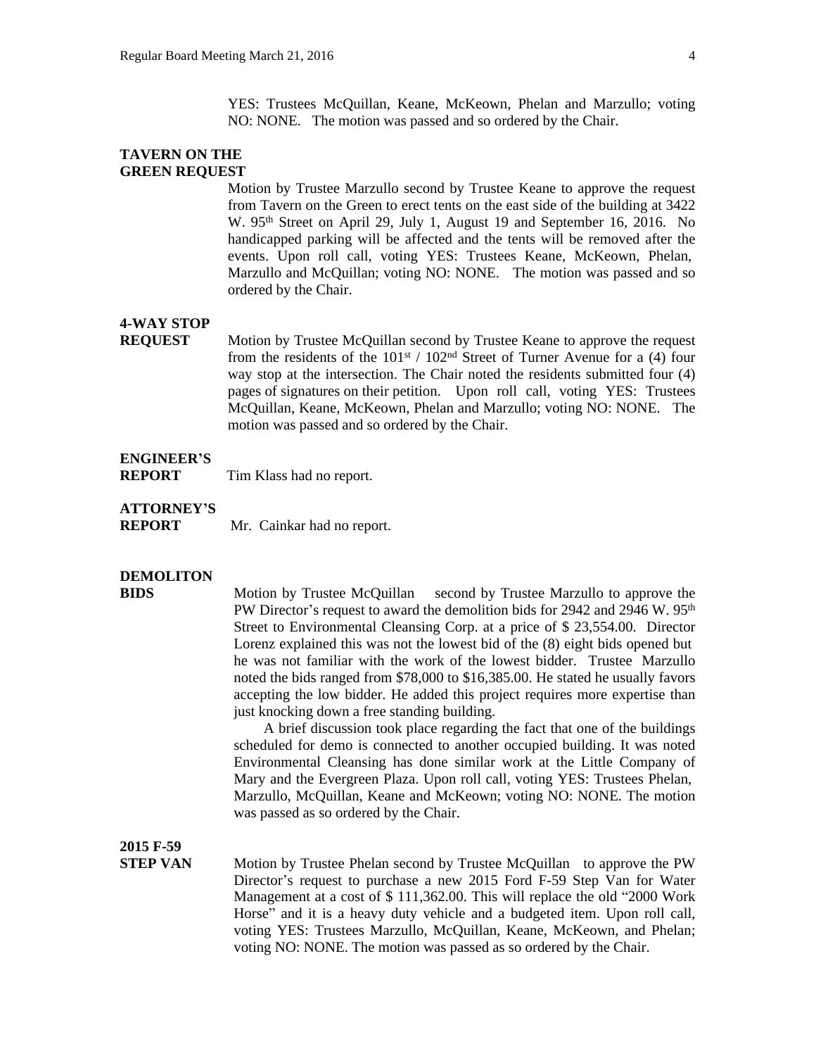YES: Trustees McQuillan, Keane, McKeown, Phelan and Marzullo; voting NO: NONE. The motion was passed and so ordered by the Chair.

**TAVERN ON THE GREEN REQUEST**

Motion by Trustee Marzullo second by Trustee Keane to approve the request from Tavern on the Green to erect tents on the east side of the building at 3422 W. 95th Street on April 29, July 1, August 19 and September 16, 2016. No handicapped parking will be affected and the tents will be removed after the events. Upon roll call, voting YES: Trustees Keane, McKeown, Phelan, Marzullo and McQuillan; voting NO: NONE. The motion was passed and so ordered by the Chair.

**4-WAY STOP REQUEST**

Motion by Trustee McQuillan second by Trustee Keane to approve the request from the residents of the 101st / 102nd Street of Turner Avenue for a (4) four way stop at the intersection. The Chair noted the residents submitted four (4) pages of signatures on their petition. Upon roll call, voting YES: Trustees McQuillan, Keane, McKeown, Phelan and Marzullo; voting NO: NONE. The motion was passed and so ordered by the Chair.

**ENGINEER'S REPORT**

Tim Klass had no report.

**ATTORNEY'S REPORT**

Mr. Cainkar had no report.

**DEMOLITON BIDS**

Motion by Trustee McQuillan second by Trustee Marzullo to approve the PW Director's request to award the demolition bids for 2942 and 2946 W. 95th Street to Environmental Cleansing Corp. at a price of $ 23,554.00. Director Lorenz explained this was not the lowest bid of the (8) eight bids opened but he was not familiar with the work of the lowest bidder. Trustee Marzullo noted the bids ranged from $78,000 to $16,385.00. He stated he usually favors accepting the low bidder. He added this project requires more expertise than just knocking down a free standing building.

A brief discussion took place regarding the fact that one of the buildings scheduled for demo is connected to another occupied building. It was noted Environmental Cleansing has done similar work at the Little Company of Mary and the Evergreen Plaza. Upon roll call, voting YES: Trustees Phelan, Marzullo, McQuillan, Keane and McKeown; voting NO: NONE. The motion was passed as so ordered by the Chair.

**2015 F-59 STEP VAN**

Motion by Trustee Phelan second by Trustee McQuillan to approve the PW Director's request to purchase a new 2015 Ford F-59 Step Van for Water Management at a cost of $ 111,362.00. This will replace the old "2000 Work Horse" and it is a heavy duty vehicle and a budgeted item. Upon roll call, voting YES: Trustees Marzullo, McQuillan, Keane, McKeown, and Phelan; voting NO: NONE. The motion was passed as so ordered by the Chair.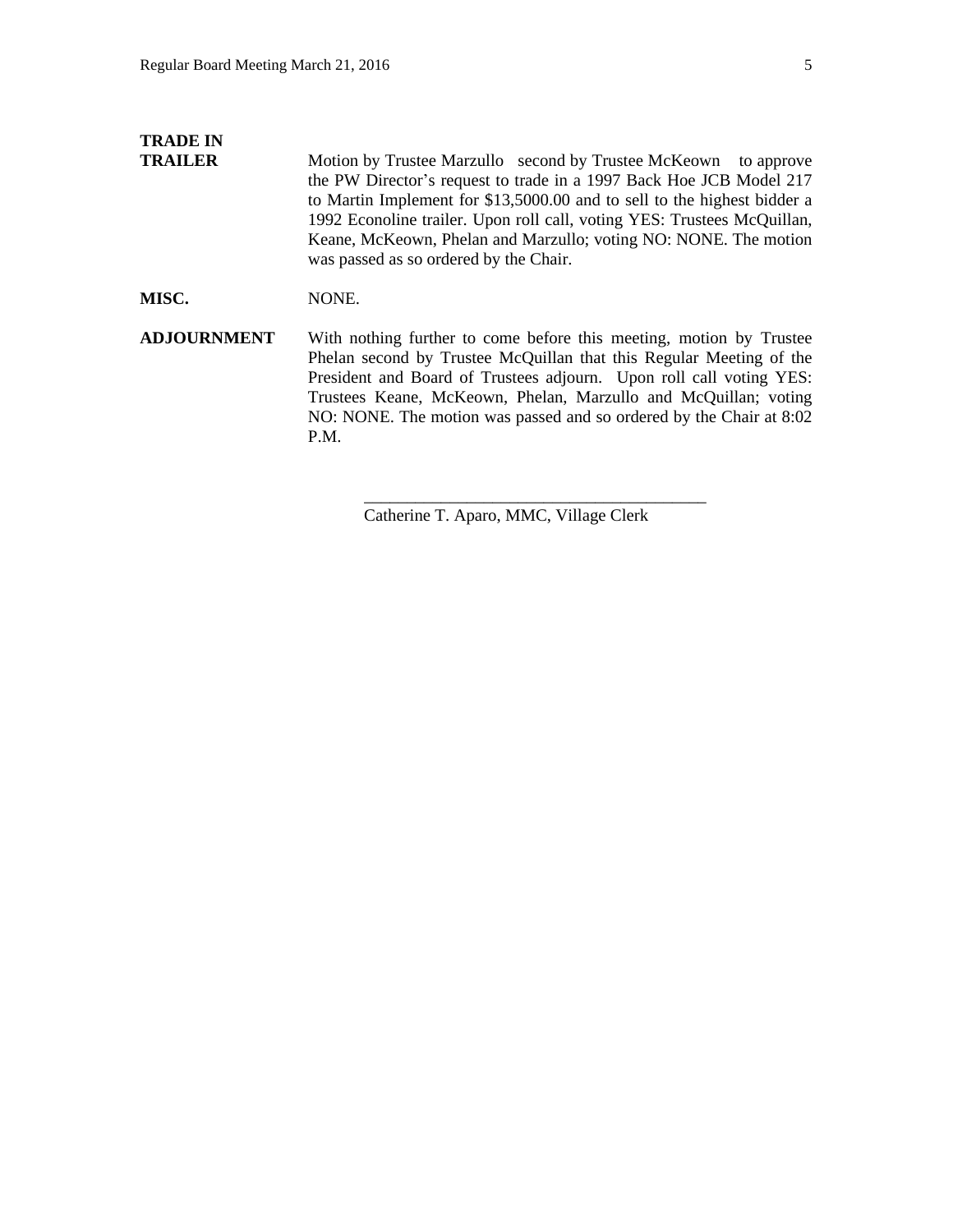**TRADE IN TRAILER**

Motion by Trustee Marzullo second by Trustee McKeown to approve the PW Director's request to trade in a 1997 Back Hoe JCB Model 217 to Martin Implement for $13,5000.00 and to sell to the highest bidder a 1992 Econoline trailer. Upon roll call, voting YES: Trustees McQuillan, Keane, McKeown, Phelan and Marzullo; voting NO: NONE. The motion was passed as so ordered by the Chair.

**MISC.**

NONE.

**ADJOURNMENT**

With nothing further to come before this meeting, motion by Trustee Phelan second by Trustee McQuillan that this Regular Meeting of the President and Board of Trustees adjourn. Upon roll call voting YES: Trustees Keane, McKeown, Phelan, Marzullo and McQuillan; voting NO: NONE. The motion was passed and so ordered by the Chair at 8:02 P.M.

\_\_\_\_\_\_\_\_\_\_\_\_\_\_\_\_\_\_\_\_\_\_\_\_\_\_\_\_\_\_\_\_\_\_\_\_\_\_\_\_

Catherine T. Aparo, MMC, Village Clerk